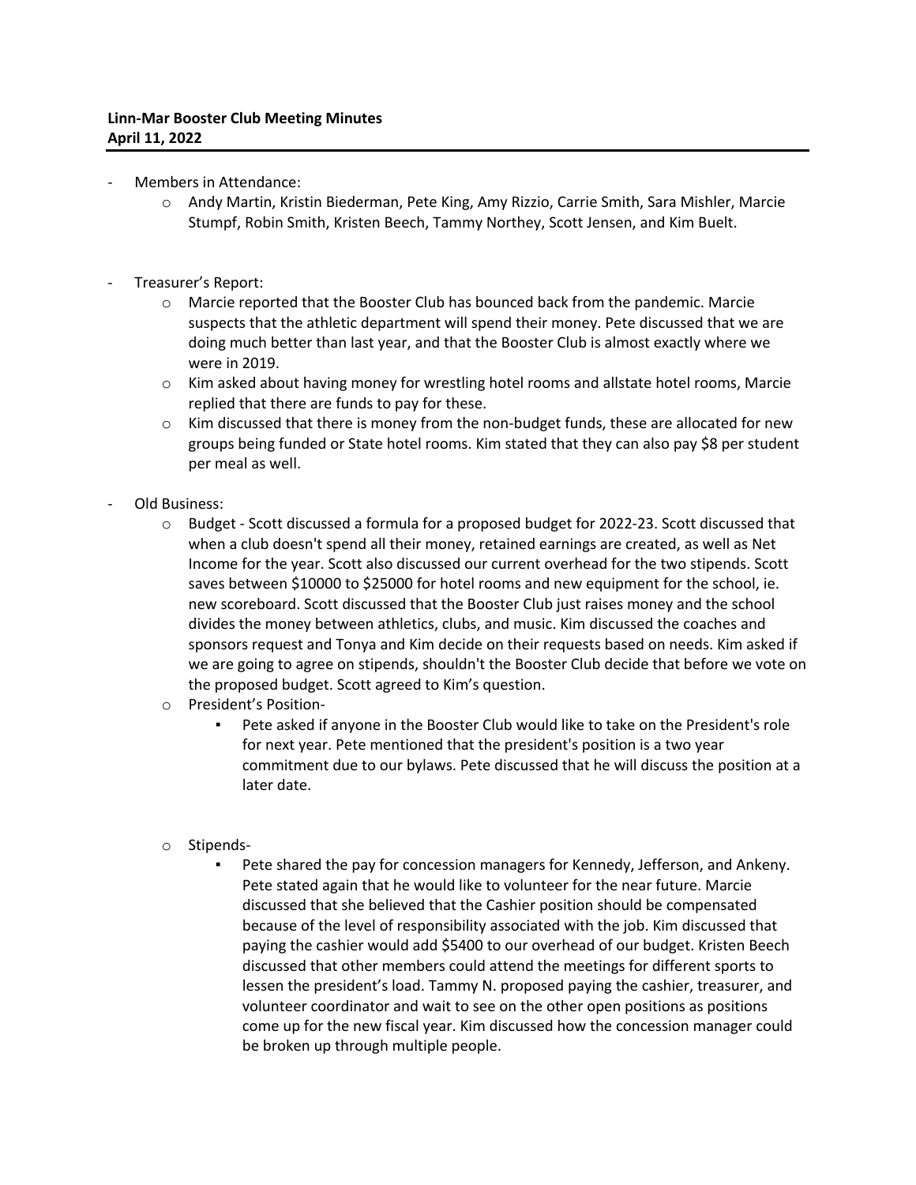**Linn-Mar Booster Club Meeting Minutes**
**April 11, 2022**

- Members in Attendance:
  - Andy Martin, Kristin Biederman, Pete King, Amy Rizzio, Carrie Smith, Sara Mishler, Marcie Stumpf, Robin Smith, Kristen Beech, Tammy Northey, Scott Jensen, and Kim Buelt.

- Treasurer's Report:
  - Marcie reported that the Booster Club has bounced back from the pandemic. Marcie suspects that the athletic department will spend their money. Pete discussed that we are doing much better than last year, and that the Booster Club is almost exactly where we were in 2019.
  - Kim asked about having money for wrestling hotel rooms and allstate hotel rooms, Marcie replied that there are funds to pay for these.
  - Kim discussed that there is money from the non-budget funds, these are allocated for new groups being funded or State hotel rooms. Kim stated that they can also pay $8 per student per meal as well.

- Old Business:
  - Budget - Scott discussed a formula for a proposed budget for 2022-23. Scott discussed that when a club doesn't spend all their money, retained earnings are created, as well as Net Income for the year. Scott also discussed our current overhead for the two stipends. Scott saves between $10000 to $25000 for hotel rooms and new equipment for the school, ie. new scoreboard. Scott discussed that the Booster Club just raises money and the school divides the money between athletics, clubs, and music. Kim discussed the coaches and sponsors request and Tonya and Kim decide on their requests based on needs. Kim asked if we are going to agree on stipends, shouldn't the Booster Club decide that before we vote on the proposed budget. Scott agreed to Kim's question.
  - President's Position-
    - Pete asked if anyone in the Booster Club would like to take on the President's role for next year. Pete mentioned that the president's position is a two year commitment due to our bylaws. Pete discussed that he will discuss the position at a later date.
  - Stipends-
    - Pete shared the pay for concession managers for Kennedy, Jefferson, and Ankeny. Pete stated again that he would like to volunteer for the near future. Marcie discussed that she believed that the Cashier position should be compensated because of the level of responsibility associated with the job. Kim discussed that paying the cashier would add $5400 to our overhead of our budget. Kristen Beech discussed that other members could attend the meetings for different sports to lessen the president's load. Tammy N. proposed paying the cashier, treasurer, and volunteer coordinator and wait to see on the other open positions as positions come up for the new fiscal year. Kim discussed how the concession manager could be broken up through multiple people.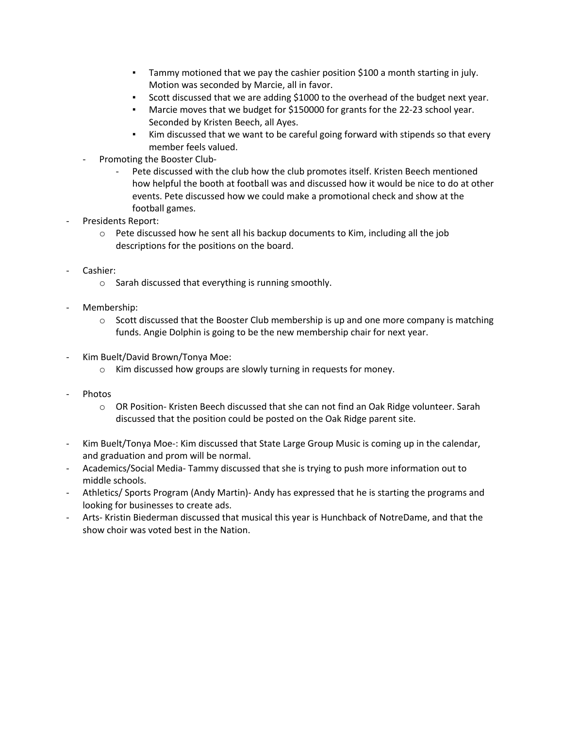- Tammy motioned that we pay the cashier position $100 a month starting in july. Motion was seconded by Marcie, all in favor.
    - Scott discussed that we are adding $1000 to the overhead of the budget next year.
    - Marcie moves that we budget for $150000 for grants for the 22-23 school year. Seconded by Kristen Beech, all Ayes.
    - Kim discussed that we want to be careful going forward with stipends so that every member feels valued.
  - Promoting the Booster Club-
    - Pete discussed with the club how the club promotes itself. Kristen Beech mentioned how helpful the booth at football was and discussed how it would be nice to do at other events. Pete discussed how we could make a promotional check and show at the football games.
- Presidents Report:
  - Pete discussed how he sent all his backup documents to Kim, including all the job descriptions for the positions on the board.
- Cashier:
  - Sarah discussed that everything is running smoothly.
- Membership:
  - Scott discussed that the Booster Club membership is up and one more company is matching funds. Angie Dolphin is going to be the new membership chair for next year.
- Kim Buelt/David Brown/Tonya Moe:
  - Kim discussed how groups are slowly turning in requests for money.
- Photos
  - OR Position- Kristen Beech discussed that she can not find an Oak Ridge volunteer. Sarah discussed that the position could be posted on the Oak Ridge parent site.
- Kim Buelt/Tonya Moe-: Kim discussed that State Large Group Music is coming up in the calendar, and graduation and prom will be normal.
- Academics/Social Media- Tammy discussed that she is trying to push more information out to middle schools.
- Athletics/ Sports Program (Andy Martin)- Andy has expressed that he is starting the programs and looking for businesses to create ads.
- Arts- Kristin Biederman discussed that musical this year is Hunchback of NotreDame, and that the show choir was voted best in the Nation.